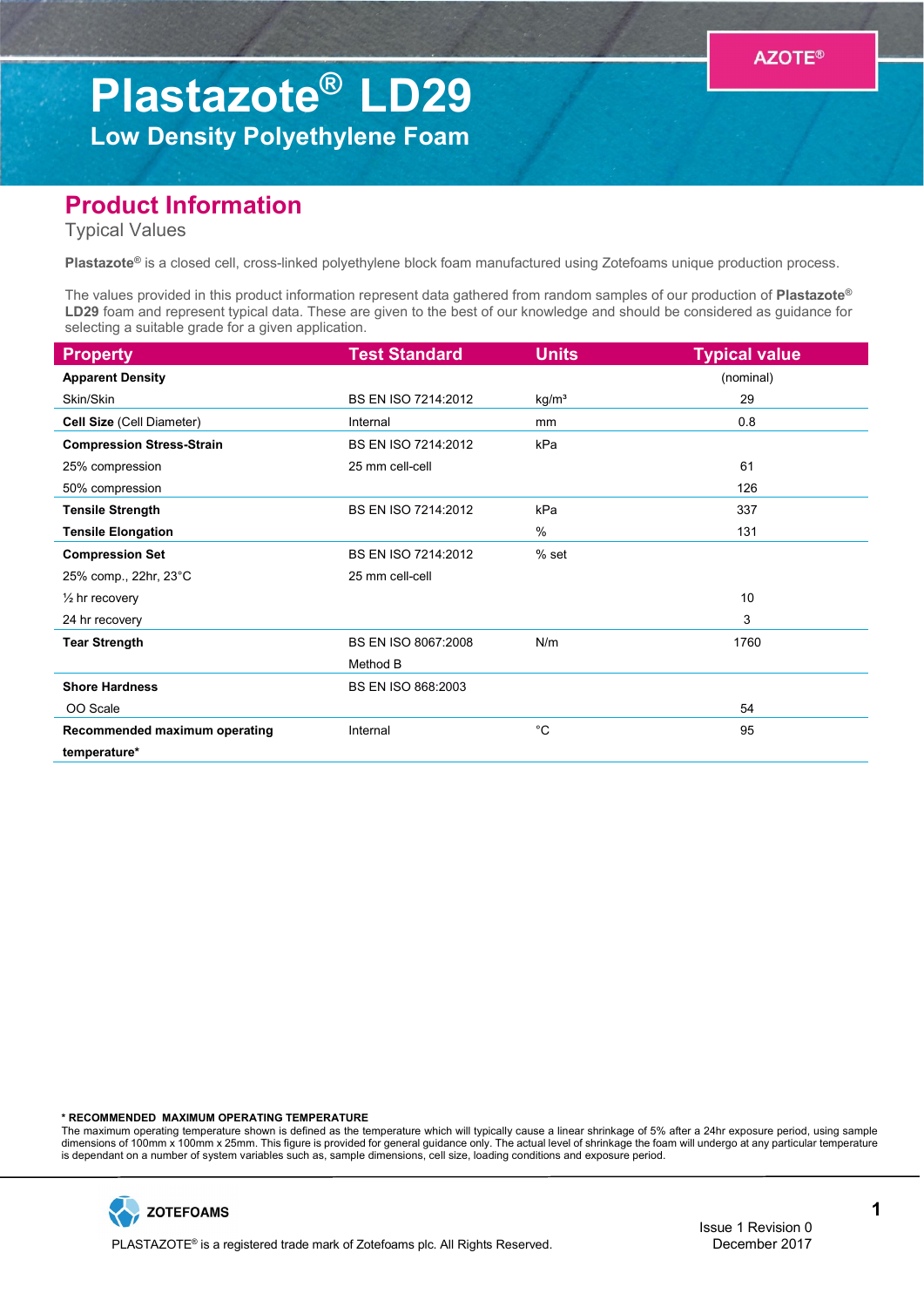AZOTE®

# Plastazote® LD29

## Low Density Polyethylene Foam

## Product Information

Typical Values

**Plastazote®** is a closed cell, cross-linked polyethylene block foam manufactured using Zotefoams unique production process.

The values provided in this product information represent data gathered from random samples of our production of **Plastazote® LD29** foam and represent typical data. These are given to the best of our knowledge and should be considered as guidance for selecting a suitable grade for a given application.

| Property | Test Standard | Units | Typical value |
|---|---|---|---|
| **Apparent Density** | | | (nominal) |
| Skin/Skin | BS EN ISO 7214:2012 | kg/m³ | 29 |
| **Cell Size** (Cell Diameter) | Internal | mm | 0.8 |
| **Compression Stress-Strain** | BS EN ISO 7214:2012 | kPa | |
| 25% compression | 25 mm cell-cell | | 61 |
| 50% compression | | | 126 |
| **Tensile Strength** | BS EN ISO 7214:2012 | kPa | 337 |
| **Tensile Elongation** | | % | 131 |
| **Compression Set** | BS EN ISO 7214:2012 | % set | |
| 25% comp., 22hr, 23°C | 25 mm cell-cell | | |
| ½ hr recovery | | | 10 |
| 24 hr recovery | | | 3 |
| **Tear Strength** | BS EN ISO 8067:2008 Method B | N/m | 1760 |
| **Shore Hardness** | BS EN ISO 868:2003 | | |
| OO Scale | | | 54 |
| **Recommended maximum operating temperature*** | Internal | °C | 95 |

**\* RECOMMENDED MAXIMUM OPERATING TEMPERATURE**
The maximum operating temperature shown is defined as the temperature which will typically cause a linear shrinkage of 5% after a 24hr exposure period, using sample dimensions of 100mm x 100mm x 25mm. This figure is provided for general guidance only. The actual level of shrinkage the foam will undergo at any particular temperature is dependant on a number of system variables such as, sample dimensions, cell size, loading conditions and exposure period.

ZOTEFOAMS

PLASTAZOTE® is a registered trade mark of Zotefoams plc. All Rights Reserved.

Issue 1 Revision 0
December 2017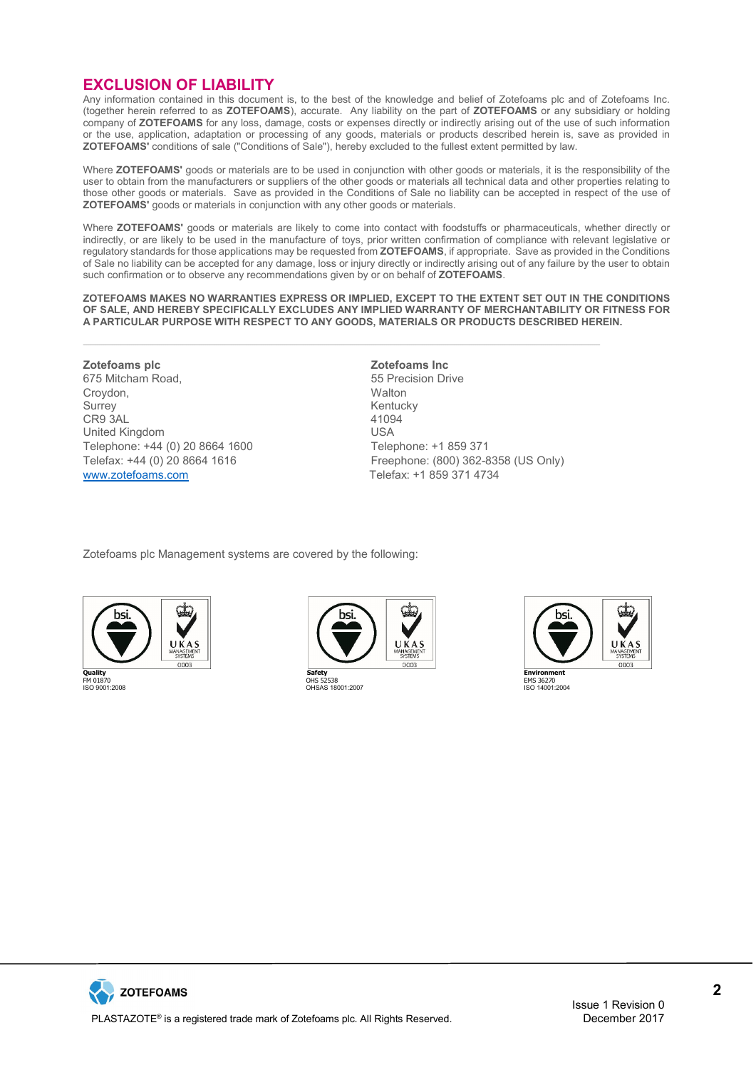## EXCLUSION OF LIABILITY

Any information contained in this document is, to the best of the knowledge and belief of Zotefoams plc and of Zotefoams Inc. (together herein referred to as **ZOTEFOAMS**), accurate. Any liability on the part of **ZOTEFOAMS** or any subsidiary or holding company of **ZOTEFOAMS** for any loss, damage, costs or expenses directly or indirectly arising out of the use of such information or the use, application, adaptation or processing of any goods, materials or products described herein is, save as provided in **ZOTEFOAMS'** conditions of sale ("Conditions of Sale"), hereby excluded to the fullest extent permitted by law.

Where **ZOTEFOAMS'** goods or materials are to be used in conjunction with other goods or materials, it is the responsibility of the user to obtain from the manufacturers or suppliers of the other goods or materials all technical data and other properties relating to those other goods or materials. Save as provided in the Conditions of Sale no liability can be accepted in respect of the use of **ZOTEFOAMS'** goods or materials in conjunction with any other goods or materials.

Where **ZOTEFOAMS'** goods or materials are likely to come into contact with foodstuffs or pharmaceuticals, whether directly or indirectly, or are likely to be used in the manufacture of toys, prior written confirmation of compliance with relevant legislative or regulatory standards for those applications may be requested from **ZOTEFOAMS**, if appropriate. Save as provided in the Conditions of Sale no liability can be accepted for any damage, loss or injury directly or indirectly arising out of any failure by the user to obtain such confirmation or to observe any recommendations given by or on behalf of **ZOTEFOAMS**.

**ZOTEFOAMS MAKES NO WARRANTIES EXPRESS OR IMPLIED, EXCEPT TO THE EXTENT SET OUT IN THE CONDITIONS OF SALE, AND HEREBY SPECIFICALLY EXCLUDES ANY IMPLIED WARRANTY OF MERCHANTABILITY OR FITNESS FOR A PARTICULAR PURPOSE WITH RESPECT TO ANY GOODS, MATERIALS OR PRODUCTS DESCRIBED HEREIN.**

---

**Zotefoams plc**
675 Mitcham Road,
Croydon,
Surrey
CR9 3AL
United Kingdom
Telephone: +44 (0) 20 8664 1600
Telefax: +44 (0) 20 8664 1616
www.zotefoams.com

**Zotefoams Inc**
55 Precision Drive
Walton
Kentucky
41094
USA
Telephone: +1 859 371
Freephone: (800) 362-8358 (US Only)
Telefax: +1 859 371 4734

Zotefoams plc Management systems are covered by the following:

**Quality**
FM 01870
ISO 9001:2008

**Safety**
OHS 52538
OHSAS 18001:2007

**Environment**
EMS 36270
ISO 14001:2004

PLASTAZOTE® is a registered trade mark of Zotefoams plc. All Rights Reserved.

Issue 1 Revision 0
December 2017